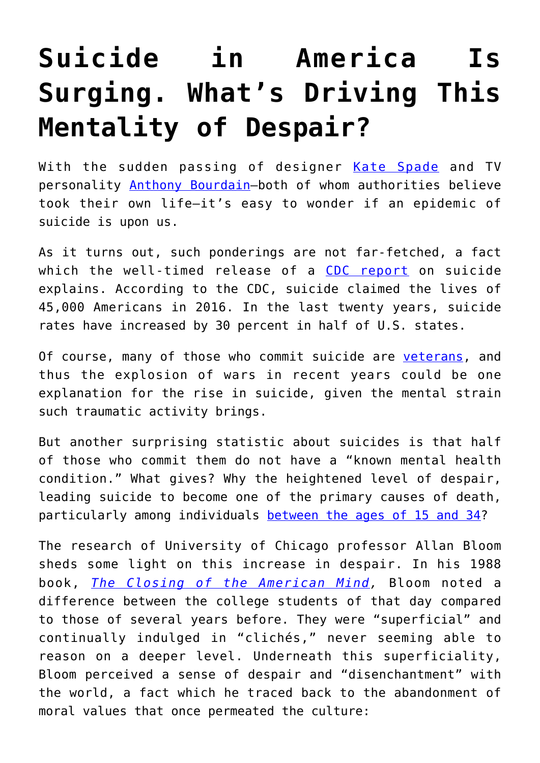# Suicide in America Is Surging. What's Driving This Mentality of Despair?

With the sudden passing of designer Kate Spade and TV personality Anthony Bourdain—both of whom authorities believe took their own life—it's easy to wonder if an epidemic of suicide is upon us.

As it turns out, such ponderings are not far-fetched, a fact which the well-timed release of a CDC report on suicide explains. According to the CDC, suicide claimed the lives of 45,000 Americans in 2016. In the last twenty years, suicide rates have increased by 30 percent in half of U.S. states.

Of course, many of those who commit suicide are veterans, and thus the explosion of wars in recent years could be one explanation for the rise in suicide, given the mental strain such traumatic activity brings.

But another surprising statistic about suicides is that half of those who commit them do not have a "known mental health condition." What gives? Why the heightened level of despair, leading suicide to become one of the primary causes of death, particularly among individuals between the ages of 15 and 34?

The research of University of Chicago professor Allan Bloom sheds some light on this increase in despair. In his 1988 book, *The Closing of the American Mind,* Bloom noted a difference between the college students of that day compared to those of several years before. They were "superficial" and continually indulged in "clichés," never seeming able to reason on a deeper level. Underneath this superficiality, Bloom perceived a sense of despair and "disenchantment" with the world, a fact which he traced back to the abandonment of moral values that once permeated the culture: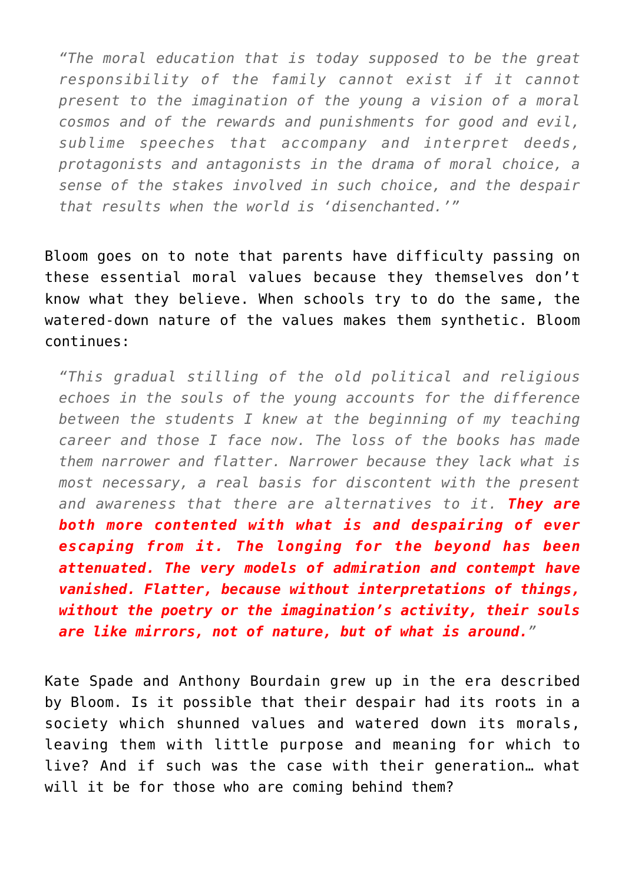> *"The moral education that is today supposed to be the great responsibility of the family cannot exist if it cannot present to the imagination of the young a vision of a moral cosmos and of the rewards and punishments for good and evil, sublime speeches that accompany and interpret deeds, protagonists and antagonists in the drama of moral choice, a sense of the stakes involved in such choice, and the despair that results when the world is 'disenchanted.'"*

Bloom goes on to note that parents have difficulty passing on these essential moral values because they themselves don't know what they believe. When schools try to do the same, the watered-down nature of the values makes them synthetic. Bloom continues:

> *"This gradual stilling of the old political and religious echoes in the souls of the young accounts for the difference between the students I knew at the beginning of my teaching career and those I face now. The loss of the books has made them narrower and flatter. Narrower because they lack what is most necessary, a real basis for discontent with the present and awareness that there are alternatives to it.* ***They are both more contented with what is and despairing of ever escaping from it. The longing for the beyond has been attenuated. The very models of admiration and contempt have vanished. Flatter, because without interpretations of things, without the poetry or the imagination's activity, their souls are like mirrors, not of nature, but of what is around.****"*

Kate Spade and Anthony Bourdain grew up in the era described by Bloom. Is it possible that their despair had its roots in a society which shunned values and watered down its morals, leaving them with little purpose and meaning for which to live? And if such was the case with their generation… what will it be for those who are coming behind them?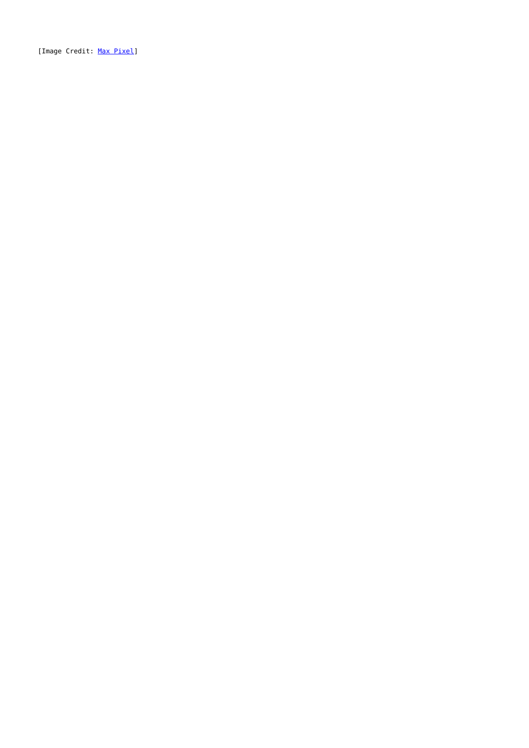[Image Credit: Max Pixel]